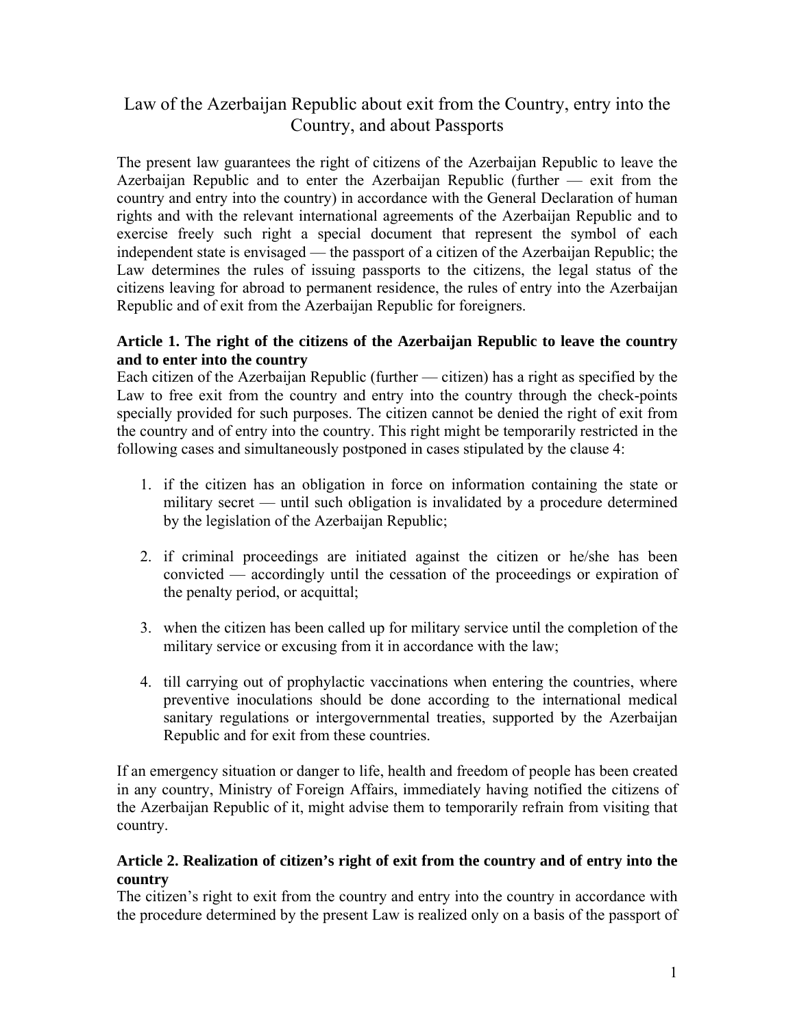# Law of the Azerbaijan Republic about exit from the Country, entry into the Country, and about Passports

The present law guarantees the right of citizens of the Azerbaijan Republic to leave the Azerbaijan Republic and to enter the Azerbaijan Republic (further — exit from the country and entry into the country) in accordance with the General Declaration of human rights and with the relevant international agreements of the Azerbaijan Republic and to exercise freely such right a special document that represent the symbol of each independent state is envisaged — the passport of a citizen of the Azerbaijan Republic; the Law determines the rules of issuing passports to the citizens, the legal status of the citizens leaving for abroad to permanent residence, the rules of entry into the Azerbaijan Republic and of exit from the Azerbaijan Republic for foreigners.

**Article 1. The right of the citizens of the Azerbaijan Republic to leave the country and to enter into the country**

Each citizen of the Azerbaijan Republic (further — citizen) has a right as specified by the Law to free exit from the country and entry into the country through the check-points specially provided for such purposes. The citizen cannot be denied the right of exit from the country and of entry into the country. This right might be temporarily restricted in the following cases and simultaneously postponed in cases stipulated by the clause 4:

1. if the citizen has an obligation in force on information containing the state or military secret — until such obligation is invalidated by a procedure determined by the legislation of the Azerbaijan Republic;

2. if criminal proceedings are initiated against the citizen or he/she has been convicted — accordingly until the cessation of the proceedings or expiration of the penalty period, or acquittal;

3. when the citizen has been called up for military service until the completion of the military service or excusing from it in accordance with the law;

4. till carrying out of prophylactic vaccinations when entering the countries, where preventive inoculations should be done according to the international medical sanitary regulations or intergovernmental treaties, supported by the Azerbaijan Republic and for exit from these countries.

If an emergency situation or danger to life, health and freedom of people has been created in any country, Ministry of Foreign Affairs, immediately having notified the citizens of the Azerbaijan Republic of it, might advise them to temporarily refrain from visiting that country.

**Article 2. Realization of citizen's right of exit from the country and of entry into the country**

The citizen's right to exit from the country and entry into the country in accordance with the procedure determined by the present Law is realized only on a basis of the passport of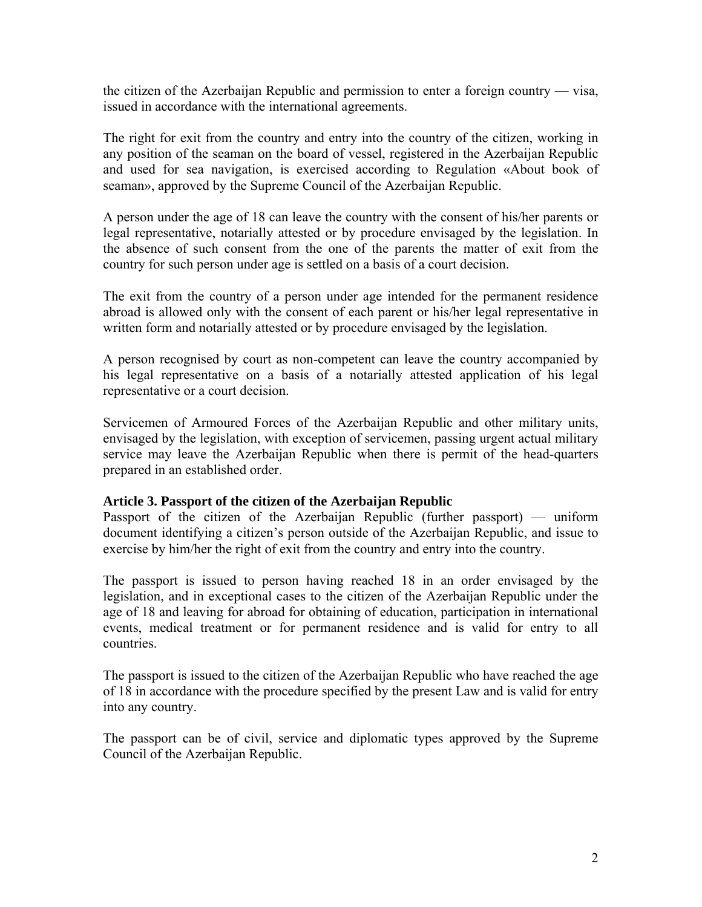the citizen of the Azerbaijan Republic and permission to enter a foreign country — visa, issued in accordance with the international agreements.

The right for exit from the country and entry into the country of the citizen, working in any position of the seaman on the board of vessel, registered in the Azerbaijan Republic and used for sea navigation, is exercised according to Regulation «About book of seaman», approved by the Supreme Council of the Azerbaijan Republic.

A person under the age of 18 can leave the country with the consent of his/her parents or legal representative, notarially attested or by procedure envisaged by the legislation. In the absence of such consent from the one of the parents the matter of exit from the country for such person under age is settled on a basis of a court decision.

The exit from the country of a person under age intended for the permanent residence abroad is allowed only with the consent of each parent or his/her legal representative in written form and notarially attested or by procedure envisaged by the legislation.

A person recognised by court as non-competent can leave the country accompanied by his legal representative on a basis of a notarially attested application of his legal representative or a court decision.

Servicemen of Armoured Forces of the Azerbaijan Republic and other military units, envisaged by the legislation, with exception of servicemen, passing urgent actual military service may leave the Azerbaijan Republic when there is permit of the head-quarters prepared in an established order.

### Article 3. Passport of the citizen of the Azerbaijan Republic

Passport of the citizen of the Azerbaijan Republic (further passport) — uniform document identifying a citizen's person outside of the Azerbaijan Republic, and issue to exercise by him/her the right of exit from the country and entry into the country.

The passport is issued to person having reached 18 in an order envisaged by the legislation, and in exceptional cases to the citizen of the Azerbaijan Republic under the age of 18 and leaving for abroad for obtaining of education, participation in international events, medical treatment or for permanent residence and is valid for entry to all countries.

The passport is issued to the citizen of the Azerbaijan Republic who have reached the age of 18 in accordance with the procedure specified by the present Law and is valid for entry into any country.

The passport can be of civil, service and diplomatic types approved by the Supreme Council of the Azerbaijan Republic.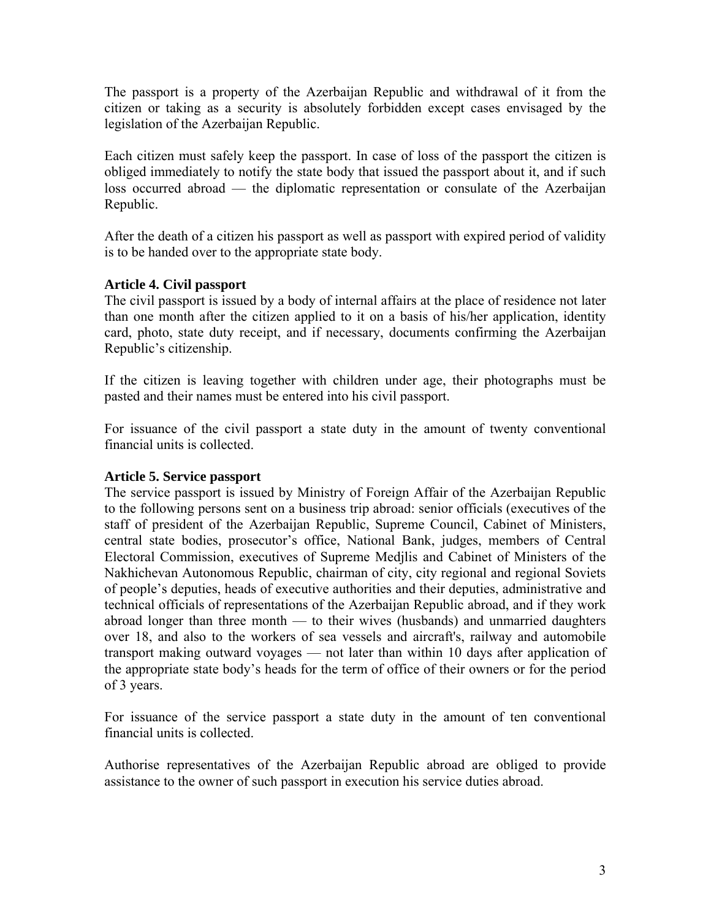The passport is a property of the Azerbaijan Republic and withdrawal of it from the citizen or taking as a security is absolutely forbidden except cases envisaged by the legislation of the Azerbaijan Republic.

Each citizen must safely keep the passport. In case of loss of the passport the citizen is obliged immediately to notify the state body that issued the passport about it, and if such loss occurred abroad — the diplomatic representation or consulate of the Azerbaijan Republic.

After the death of a citizen his passport as well as passport with expired period of validity is to be handed over to the appropriate state body.

**Article 4. Civil passport**

The civil passport is issued by a body of internal affairs at the place of residence not later than one month after the citizen applied to it on a basis of his/her application, identity card, photo, state duty receipt, and if necessary, documents confirming the Azerbaijan Republic's citizenship.

If the citizen is leaving together with children under age, their photographs must be pasted and their names must be entered into his civil passport.

For issuance of the civil passport a state duty in the amount of twenty conventional financial units is collected.

**Article 5. Service passport**

The service passport is issued by Ministry of Foreign Affair of the Azerbaijan Republic to the following persons sent on a business trip abroad: senior officials (executives of the staff of president of the Azerbaijan Republic, Supreme Council, Cabinet of Ministers, central state bodies, prosecutor's office, National Bank, judges, members of Central Electoral Commission, executives of Supreme Medjlis and Cabinet of Ministers of the Nakhichevan Autonomous Republic, chairman of city, city regional and regional Soviets of people's deputies, heads of executive authorities and their deputies, administrative and technical officials of representations of the Azerbaijan Republic abroad, and if they work abroad longer than three month — to their wives (husbands) and unmarried daughters over 18, and also to the workers of sea vessels and aircraft's, railway and automobile transport making outward voyages — not later than within 10 days after application of the appropriate state body's heads for the term of office of their owners or for the period of 3 years.

For issuance of the service passport a state duty in the amount of ten conventional financial units is collected.

Authorise representatives of the Azerbaijan Republic abroad are obliged to provide assistance to the owner of such passport in execution his service duties abroad.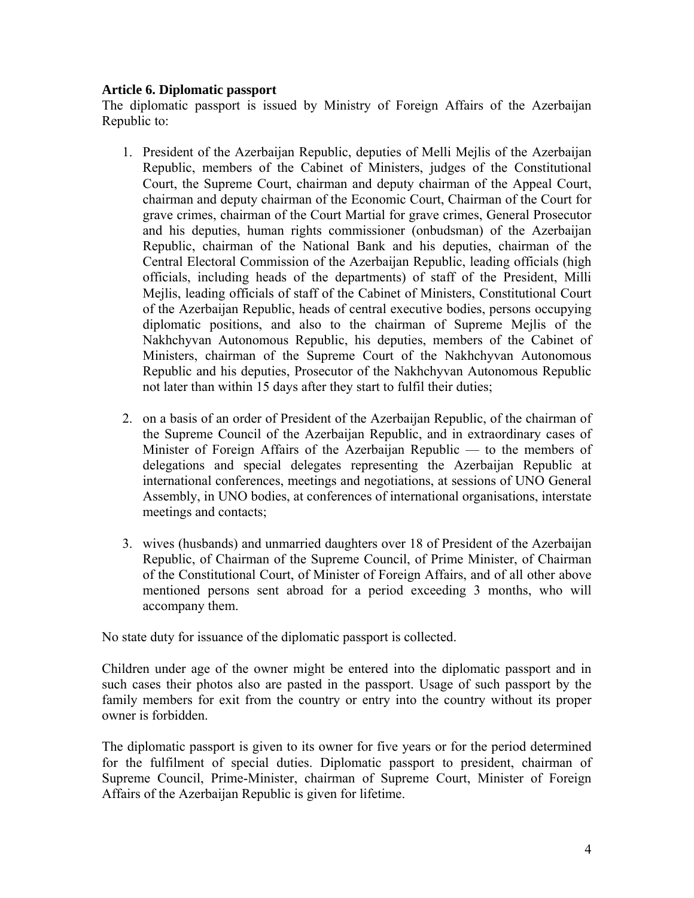**Article 6. Diplomatic passport**

The diplomatic passport is issued by Ministry of Foreign Affairs of the Azerbaijan Republic to:

1. President of the Azerbaijan Republic, deputies of Melli Mejlis of the Azerbaijan Republic, members of the Cabinet of Ministers, judges of the Constitutional Court, the Supreme Court, chairman and deputy chairman of the Appeal Court, chairman and deputy chairman of the Economic Court, Chairman of the Court for grave crimes, chairman of the Court Martial for grave crimes, General Prosecutor and his deputies, human rights commissioner (onbudsman) of the Azerbaijan Republic, chairman of the National Bank and his deputies, chairman of the Central Electoral Commission of the Azerbaijan Republic, leading officials (high officials, including heads of the departments) of staff of the President, Milli Mejlis, leading officials of staff of the Cabinet of Ministers, Constitutional Court of the Azerbaijan Republic, heads of central executive bodies, persons occupying diplomatic positions, and also to the chairman of Supreme Mejlis of the Nakhchyvan Autonomous Republic, his deputies, members of the Cabinet of Ministers, chairman of the Supreme Court of the Nakhchyvan Autonomous Republic and his deputies, Prosecutor of the Nakhchyvan Autonomous Republic not later than within 15 days after they start to fulfil their duties;

2. on a basis of an order of President of the Azerbaijan Republic, of the chairman of the Supreme Council of the Azerbaijan Republic, and in extraordinary cases of Minister of Foreign Affairs of the Azerbaijan Republic — to the members of delegations and special delegates representing the Azerbaijan Republic at international conferences, meetings and negotiations, at sessions of UNO General Assembly, in UNO bodies, at conferences of international organisations, interstate meetings and contacts;

3. wives (husbands) and unmarried daughters over 18 of President of the Azerbaijan Republic, of Chairman of the Supreme Council, of Prime Minister, of Chairman of the Constitutional Court, of Minister of Foreign Affairs, and of all other above mentioned persons sent abroad for a period exceeding 3 months, who will accompany them.

No state duty for issuance of the diplomatic passport is collected.

Children under age of the owner might be entered into the diplomatic passport and in such cases their photos also are pasted in the passport. Usage of such passport by the family members for exit from the country or entry into the country without its proper owner is forbidden.

The diplomatic passport is given to its owner for five years or for the period determined for the fulfilment of special duties. Diplomatic passport to president, chairman of Supreme Council, Prime-Minister, chairman of Supreme Court, Minister of Foreign Affairs of the Azerbaijan Republic is given for lifetime.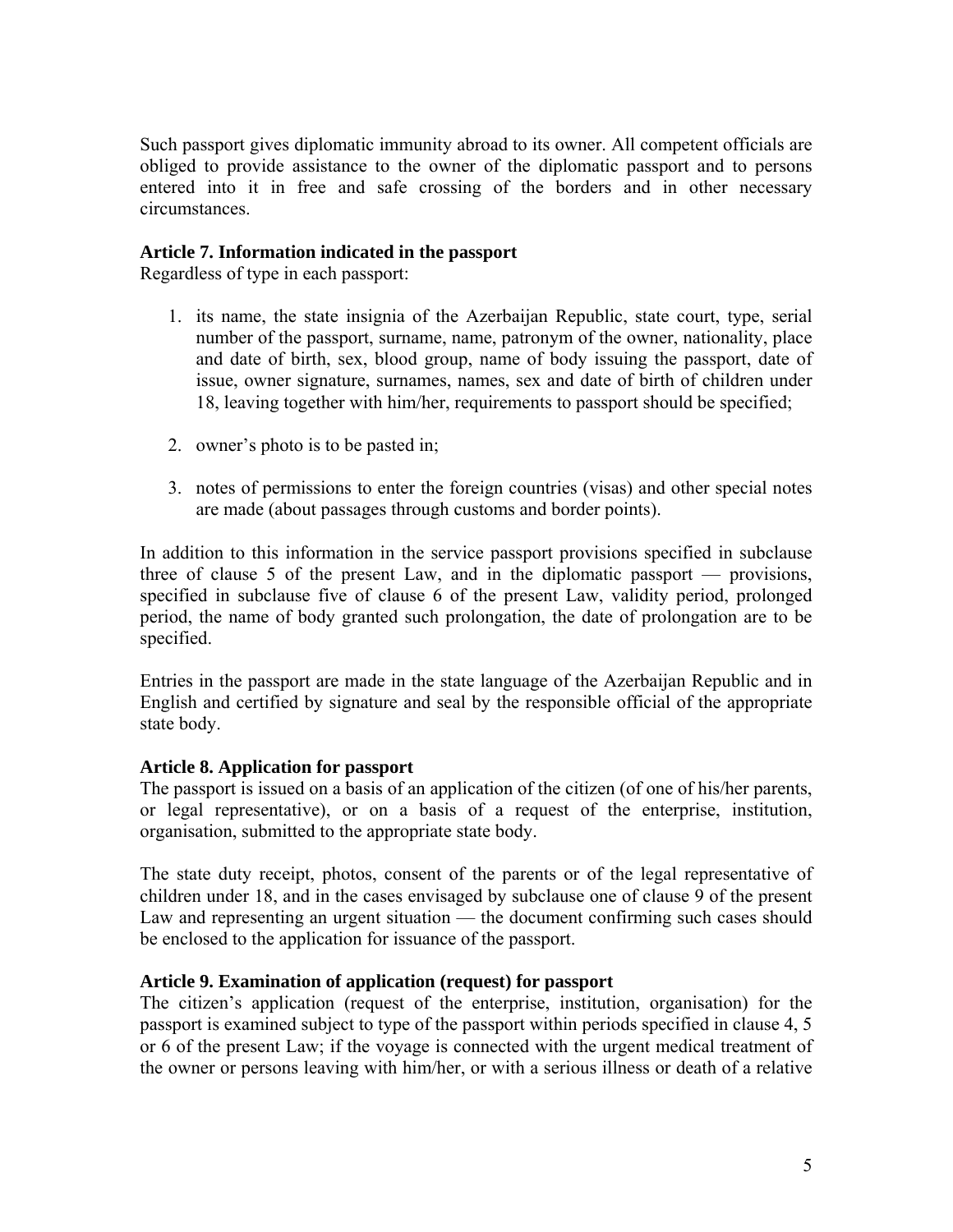Such passport gives diplomatic immunity abroad to its owner. All competent officials are obliged to provide assistance to the owner of the diplomatic passport and to persons entered into it in free and safe crossing of the borders and in other necessary circumstances.

**Article 7. Information indicated in the passport**

Regardless of type in each passport:

1. its name, the state insignia of the Azerbaijan Republic, state court, type, serial number of the passport, surname, name, patronym of the owner, nationality, place and date of birth, sex, blood group, name of body issuing the passport, date of issue, owner signature, surnames, names, sex and date of birth of children under 18, leaving together with him/her, requirements to passport should be specified;

2. owner's photo is to be pasted in;

3. notes of permissions to enter the foreign countries (visas) and other special notes are made (about passages through customs and border points).

In addition to this information in the service passport provisions specified in subclause three of clause 5 of the present Law, and in the diplomatic passport — provisions, specified in subclause five of clause 6 of the present Law, validity period, prolonged period, the name of body granted such prolongation, the date of prolongation are to be specified.

Entries in the passport are made in the state language of the Azerbaijan Republic and in English and certified by signature and seal by the responsible official of the appropriate state body.

**Article 8. Application for passport**

The passport is issued on a basis of an application of the citizen (of one of his/her parents, or legal representative), or on a basis of a request of the enterprise, institution, organisation, submitted to the appropriate state body.

The state duty receipt, photos, consent of the parents or of the legal representative of children under 18, and in the cases envisaged by subclause one of clause 9 of the present Law and representing an urgent situation — the document confirming such cases should be enclosed to the application for issuance of the passport.

**Article 9. Examination of application (request) for passport**

The citizen's application (request of the enterprise, institution, organisation) for the passport is examined subject to type of the passport within periods specified in clause 4, 5 or 6 of the present Law; if the voyage is connected with the urgent medical treatment of the owner or persons leaving with him/her, or with a serious illness or death of a relative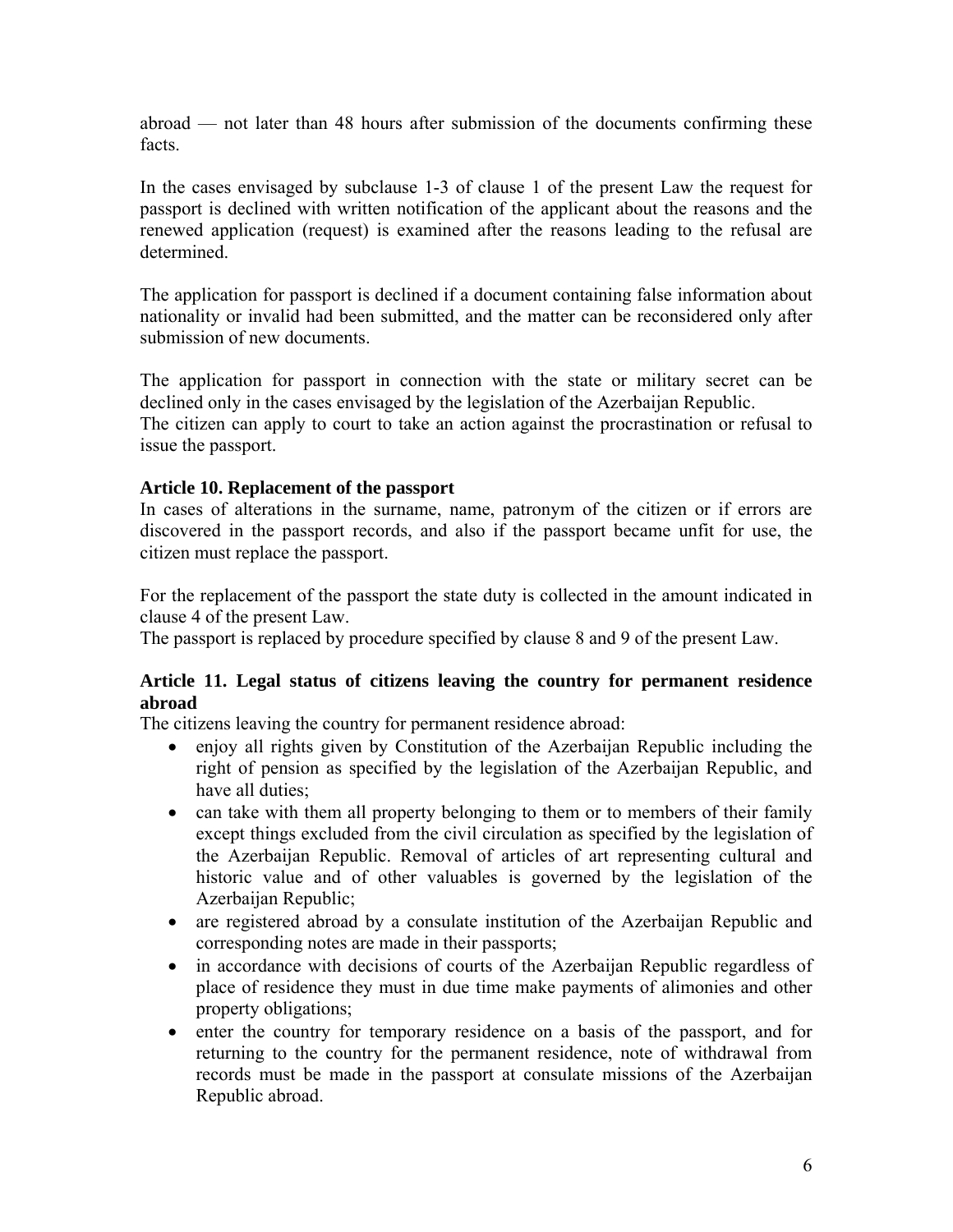abroad — not later than 48 hours after submission of the documents confirming these facts.

In the cases envisaged by subclause 1-3 of clause 1 of the present Law the request for passport is declined with written notification of the applicant about the reasons and the renewed application (request) is examined after the reasons leading to the refusal are determined.

The application for passport is declined if a document containing false information about nationality or invalid had been submitted, and the matter can be reconsidered only after submission of new documents.

The application for passport in connection with the state or military secret can be declined only in the cases envisaged by the legislation of the Azerbaijan Republic.
The citizen can apply to court to take an action against the procrastination or refusal to issue the passport.

### Article 10. Replacement of the passport

In cases of alterations in the surname, name, patronym of the citizen or if errors are discovered in the passport records, and also if the passport became unfit for use, the citizen must replace the passport.

For the replacement of the passport the state duty is collected in the amount indicated in clause 4 of the present Law.
The passport is replaced by procedure specified by clause 8 and 9 of the present Law.

### Article 11. Legal status of citizens leaving the country for permanent residence abroad

The citizens leaving the country for permanent residence abroad:

- enjoy all rights given by Constitution of the Azerbaijan Republic including the right of pension as specified by the legislation of the Azerbaijan Republic, and have all duties;
- can take with them all property belonging to them or to members of their family except things excluded from the civil circulation as specified by the legislation of the Azerbaijan Republic. Removal of articles of art representing cultural and historic value and of other valuables is governed by the legislation of the Azerbaijan Republic;
- are registered abroad by a consulate institution of the Azerbaijan Republic and corresponding notes are made in their passports;
- in accordance with decisions of courts of the Azerbaijan Republic regardless of place of residence they must in due time make payments of alimonies and other property obligations;
- enter the country for temporary residence on a basis of the passport, and for returning to the country for the permanent residence, note of withdrawal from records must be made in the passport at consulate missions of the Azerbaijan Republic abroad.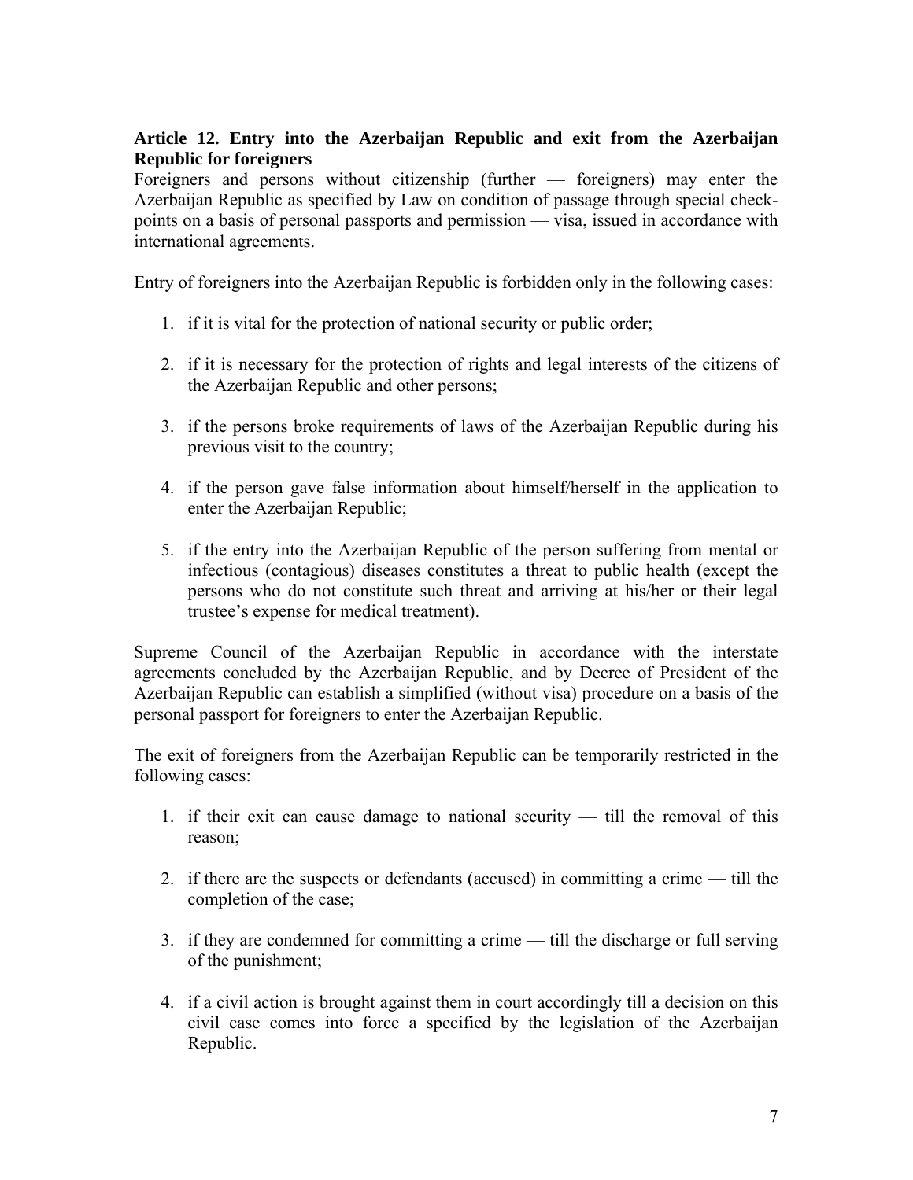**Article 12. Entry into the Azerbaijan Republic and exit from the Azerbaijan Republic for foreigners**

Foreigners and persons without citizenship (further — foreigners) may enter the Azerbaijan Republic as specified by Law on condition of passage through special check-points on a basis of personal passports and permission — visa, issued in accordance with international agreements.

Entry of foreigners into the Azerbaijan Republic is forbidden only in the following cases:

1. if it is vital for the protection of national security or public order;
2. if it is necessary for the protection of rights and legal interests of the citizens of the Azerbaijan Republic and other persons;
3. if the persons broke requirements of laws of the Azerbaijan Republic during his previous visit to the country;
4. if the person gave false information about himself/herself in the application to enter the Azerbaijan Republic;
5. if the entry into the Azerbaijan Republic of the person suffering from mental or infectious (contagious) diseases constitutes a threat to public health (except the persons who do not constitute such threat and arriving at his/her or their legal trustee's expense for medical treatment).

Supreme Council of the Azerbaijan Republic in accordance with the interstate agreements concluded by the Azerbaijan Republic, and by Decree of President of the Azerbaijan Republic can establish a simplified (without visa) procedure on a basis of the personal passport for foreigners to enter the Azerbaijan Republic.

The exit of foreigners from the Azerbaijan Republic can be temporarily restricted in the following cases:

1. if their exit can cause damage to national security — till the removal of this reason;
2. if there are the suspects or defendants (accused) in committing a crime — till the completion of the case;
3. if they are condemned for committing a crime — till the discharge or full serving of the punishment;
4. if a civil action is brought against them in court accordingly till a decision on this civil case comes into force a specified by the legislation of the Azerbaijan Republic.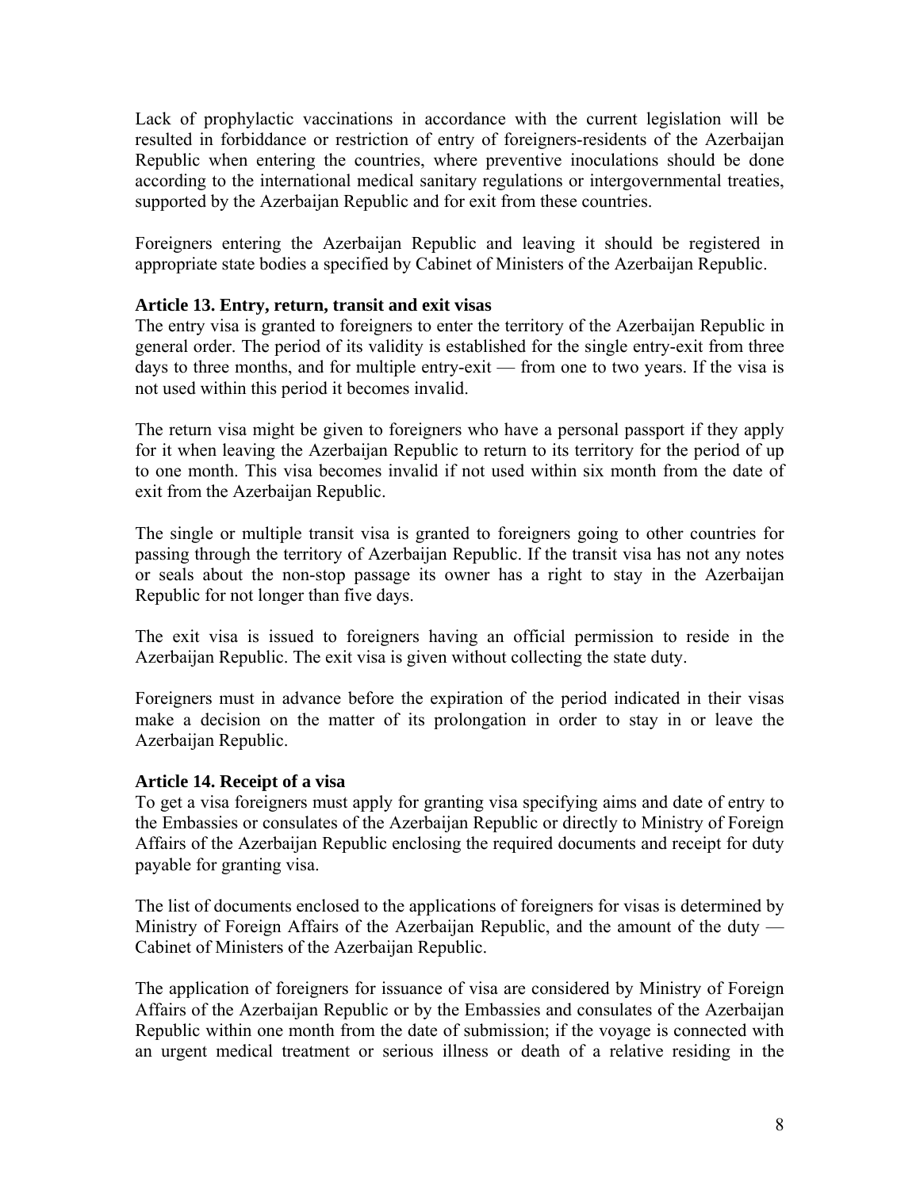Lack of prophylactic vaccinations in accordance with the current legislation will be resulted in forbiddance or restriction of entry of foreigners-residents of the Azerbaijan Republic when entering the countries, where preventive inoculations should be done according to the international medical sanitary regulations or intergovernmental treaties, supported by the Azerbaijan Republic and for exit from these countries.

Foreigners entering the Azerbaijan Republic and leaving it should be registered in appropriate state bodies a specified by Cabinet of Ministers of the Azerbaijan Republic.

**Article 13. Entry, return, transit and exit visas**

The entry visa is granted to foreigners to enter the territory of the Azerbaijan Republic in general order. The period of its validity is established for the single entry-exit from three days to three months, and for multiple entry-exit — from one to two years. If the visa is not used within this period it becomes invalid.

The return visa might be given to foreigners who have a personal passport if they apply for it when leaving the Azerbaijan Republic to return to its territory for the period of up to one month. This visa becomes invalid if not used within six month from the date of exit from the Azerbaijan Republic.

The single or multiple transit visa is granted to foreigners going to other countries for passing through the territory of Azerbaijan Republic. If the transit visa has not any notes or seals about the non-stop passage its owner has a right to stay in the Azerbaijan Republic for not longer than five days.

The exit visa is issued to foreigners having an official permission to reside in the Azerbaijan Republic. The exit visa is given without collecting the state duty.

Foreigners must in advance before the expiration of the period indicated in their visas make a decision on the matter of its prolongation in order to stay in or leave the Azerbaijan Republic.

**Article 14. Receipt of a visa**

To get a visa foreigners must apply for granting visa specifying aims and date of entry to the Embassies or consulates of the Azerbaijan Republic or directly to Ministry of Foreign Affairs of the Azerbaijan Republic enclosing the required documents and receipt for duty payable for granting visa.

The list of documents enclosed to the applications of foreigners for visas is determined by Ministry of Foreign Affairs of the Azerbaijan Republic, and the amount of the duty — Cabinet of Ministers of the Azerbaijan Republic.

The application of foreigners for issuance of visa are considered by Ministry of Foreign Affairs of the Azerbaijan Republic or by the Embassies and consulates of the Azerbaijan Republic within one month from the date of submission; if the voyage is connected with an urgent medical treatment or serious illness or death of a relative residing in the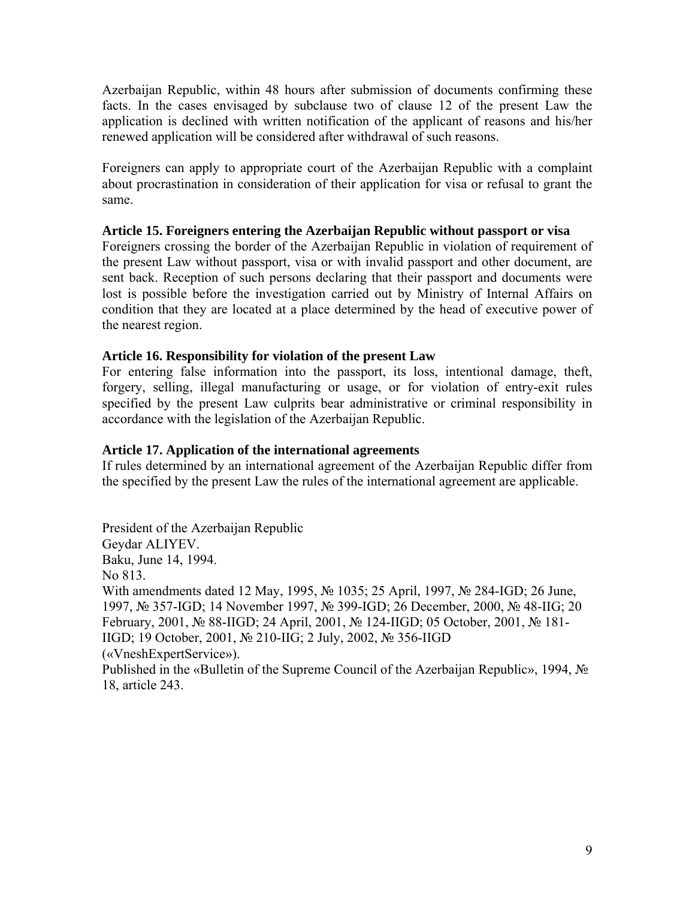Azerbaijan Republic, within 48 hours after submission of documents confirming these facts. In the cases envisaged by subclause two of clause 12 of the present Law the application is declined with written notification of the applicant of reasons and his/her renewed application will be considered after withdrawal of such reasons.

Foreigners can apply to appropriate court of the Azerbaijan Republic with a complaint about procrastination in consideration of their application for visa or refusal to grant the same.

**Article 15. Foreigners entering the Azerbaijan Republic without passport or visa**

Foreigners crossing the border of the Azerbaijan Republic in violation of requirement of the present Law without passport, visa or with invalid passport and other document, are sent back. Reception of such persons declaring that their passport and documents were lost is possible before the investigation carried out by Ministry of Internal Affairs on condition that they are located at a place determined by the head of executive power of the nearest region.

**Article 16. Responsibility for violation of the present Law**

For entering false information into the passport, its loss, intentional damage, theft, forgery, selling, illegal manufacturing or usage, or for violation of entry-exit rules specified by the present Law culprits bear administrative or criminal responsibility in accordance with the legislation of the Azerbaijan Republic.

**Article 17. Application of the international agreements**

If rules determined by an international agreement of the Azerbaijan Republic differ from the specified by the present Law the rules of the international agreement are applicable.

President of the Azerbaijan Republic
Geydar ALIYEV.
Baku, June 14, 1994.
No 813.
With amendments dated 12 May, 1995, № 1035; 25 April, 1997, № 284-IGD; 26 June, 1997, № 357-IGD; 14 November 1997, № 399-IGD; 26 December, 2000, № 48-IIG; 20 February, 2001, № 88-IIGD; 24 April, 2001, № 124-IIGD; 05 October, 2001, № 181-IIGD; 19 October, 2001, № 210-IIG; 2 July, 2002, № 356-IIGD («VneshExpertService»).
Published in the «Bulletin of the Supreme Council of the Azerbaijan Republic», 1994, № 18, article 243.